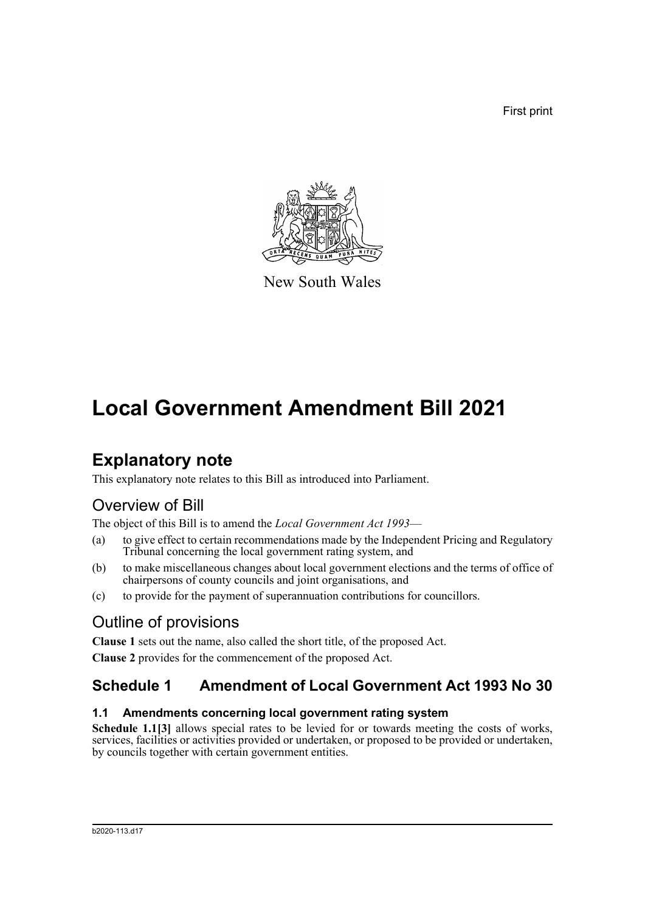First print

New South Wales

# Local Government Amendment Bill 2021

## Explanatory note

This explanatory note relates to this Bill as introduced into Parliament.

### Overview of Bill

The object of this Bill is to amend the *Local Government Act 1993*—

(a) to give effect to certain recommendations made by the Independent Pricing and Regulatory Tribunal concerning the local government rating system, and

(b) to make miscellaneous changes about local government elections and the terms of office of chairpersons of county councils and joint organisations, and

(c) to provide for the payment of superannuation contributions for councillors.

### Outline of provisions

**Clause 1** sets out the name, also called the short title, of the proposed Act.

**Clause 2** provides for the commencement of the proposed Act.

## Schedule 1 Amendment of Local Government Act 1993 No 30

#### 1.1 Amendments concerning local government rating system

**Schedule 1.1[3]** allows special rates to be levied for or towards meeting the costs of works, services, facilities or activities provided or undertaken, or proposed to be provided or undertaken, by councils together with certain government entities.

b2020-113.d17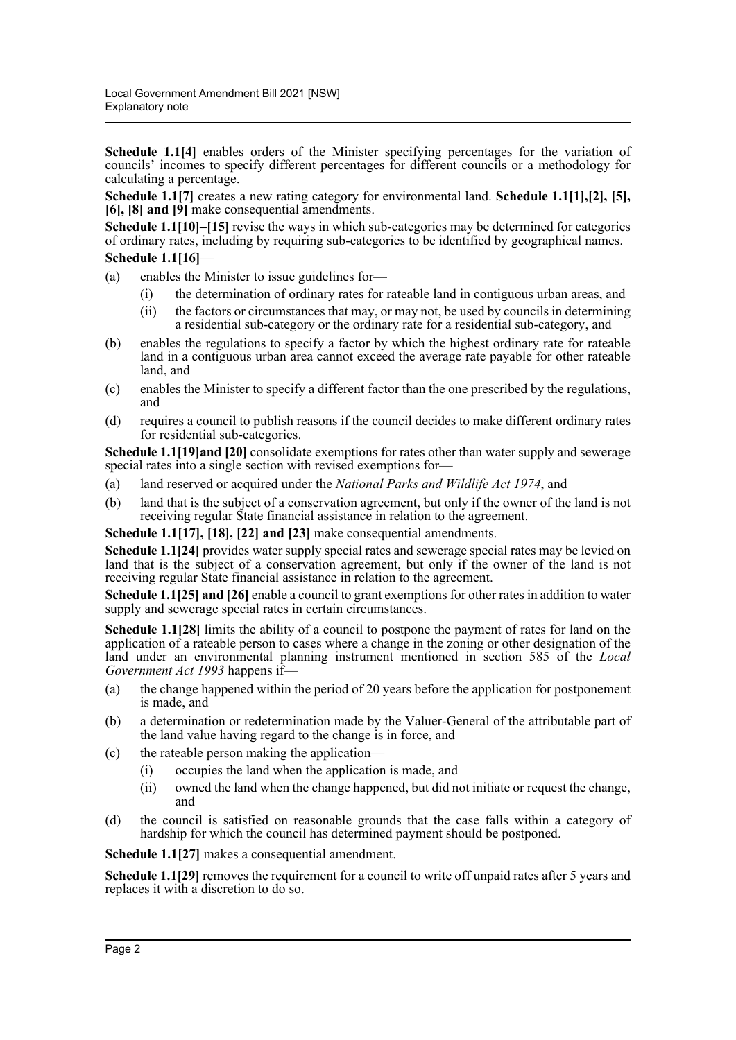**Schedule 1.1[4]** enables orders of the Minister specifying percentages for the variation of councils' incomes to specify different percentages for different councils or a methodology for calculating a percentage.

**Schedule 1.1[7]** creates a new rating category for environmental land. **Schedule 1.1[1],[2], [5], [6], [8] and [9]** make consequential amendments.

**Schedule 1.1[10]–[15]** revise the ways in which sub-categories may be determined for categories of ordinary rates, including by requiring sub-categories to be identified by geographical names.

**Schedule 1.1[16]**—

(a) enables the Minister to issue guidelines for—
   (i) the determination of ordinary rates for rateable land in contiguous urban areas, and
   (ii) the factors or circumstances that may, or may not, be used by councils in determining a residential sub-category or the ordinary rate for a residential sub-category, and

(b) enables the regulations to specify a factor by which the highest ordinary rate for rateable land in a contiguous urban area cannot exceed the average rate payable for other rateable land, and

(c) enables the Minister to specify a different factor than the one prescribed by the regulations, and

(d) requires a council to publish reasons if the council decides to make different ordinary rates for residential sub-categories.

**Schedule 1.1[19]and [20]** consolidate exemptions for rates other than water supply and sewerage special rates into a single section with revised exemptions for—

(a) land reserved or acquired under the *National Parks and Wildlife Act 1974*, and

(b) land that is the subject of a conservation agreement, but only if the owner of the land is not receiving regular State financial assistance in relation to the agreement.

**Schedule 1.1[17], [18], [22] and [23]** make consequential amendments.

**Schedule 1.1[24]** provides water supply special rates and sewerage special rates may be levied on land that is the subject of a conservation agreement, but only if the owner of the land is not receiving regular State financial assistance in relation to the agreement.

**Schedule 1.1[25] and [26]** enable a council to grant exemptions for other rates in addition to water supply and sewerage special rates in certain circumstances.

**Schedule 1.1[28]** limits the ability of a council to postpone the payment of rates for land on the application of a rateable person to cases where a change in the zoning or other designation of the land under an environmental planning instrument mentioned in section 585 of the *Local Government Act 1993* happens if—

(a) the change happened within the period of 20 years before the application for postponement is made, and

(b) a determination or redetermination made by the Valuer-General of the attributable part of the land value having regard to the change is in force, and

(c) the rateable person making the application—
   (i) occupies the land when the application is made, and
   (ii) owned the land when the change happened, but did not initiate or request the change, and

(d) the council is satisfied on reasonable grounds that the case falls within a category of hardship for which the council has determined payment should be postponed.

**Schedule 1.1[27]** makes a consequential amendment.

**Schedule 1.1[29]** removes the requirement for a council to write off unpaid rates after 5 years and replaces it with a discretion to do so.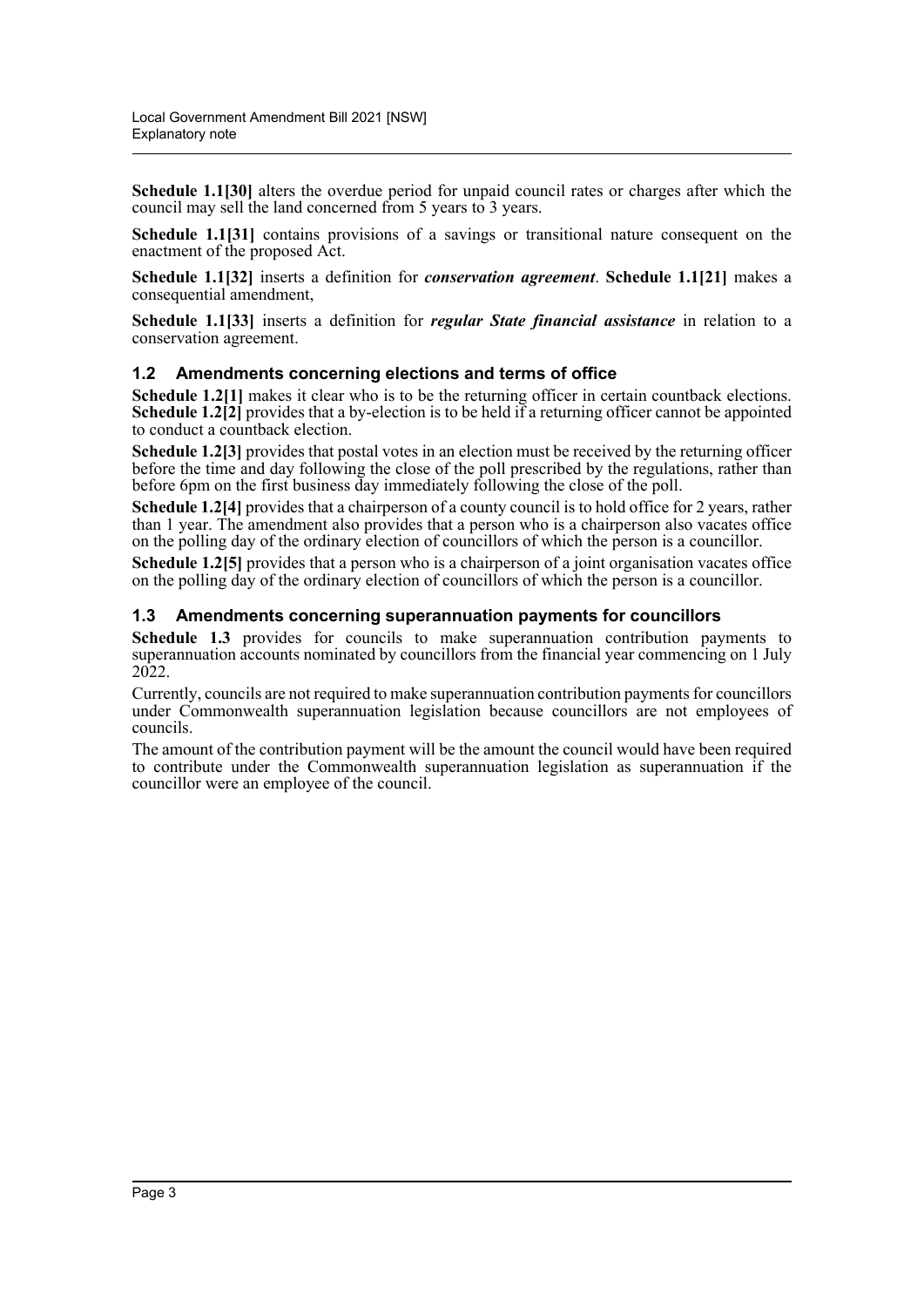**Schedule 1.1[30]** alters the overdue period for unpaid council rates or charges after which the council may sell the land concerned from 5 years to 3 years.

**Schedule 1.1[31]** contains provisions of a savings or transitional nature consequent on the enactment of the proposed Act.

**Schedule 1.1[32]** inserts a definition for ***conservation agreement***. **Schedule 1.1[21]** makes a consequential amendment,

**Schedule 1.1[33]** inserts a definition for ***regular State financial assistance*** in relation to a conservation agreement.

### 1.2 Amendments concerning elections and terms of office

**Schedule 1.2[1]** makes it clear who is to be the returning officer in certain countback elections. **Schedule 1.2[2]** provides that a by-election is to be held if a returning officer cannot be appointed to conduct a countback election.

**Schedule 1.2[3]** provides that postal votes in an election must be received by the returning officer before the time and day following the close of the poll prescribed by the regulations, rather than before 6pm on the first business day immediately following the close of the poll.

**Schedule 1.2[4]** provides that a chairperson of a county council is to hold office for 2 years, rather than 1 year. The amendment also provides that a person who is a chairperson also vacates office on the polling day of the ordinary election of councillors of which the person is a councillor.

**Schedule 1.2[5]** provides that a person who is a chairperson of a joint organisation vacates office on the polling day of the ordinary election of councillors of which the person is a councillor.

### 1.3 Amendments concerning superannuation payments for councillors

**Schedule 1.3** provides for councils to make superannuation contribution payments to superannuation accounts nominated by councillors from the financial year commencing on 1 July 2022.

Currently, councils are not required to make superannuation contribution payments for councillors under Commonwealth superannuation legislation because councillors are not employees of councils.

The amount of the contribution payment will be the amount the council would have been required to contribute under the Commonwealth superannuation legislation as superannuation if the councillor were an employee of the council.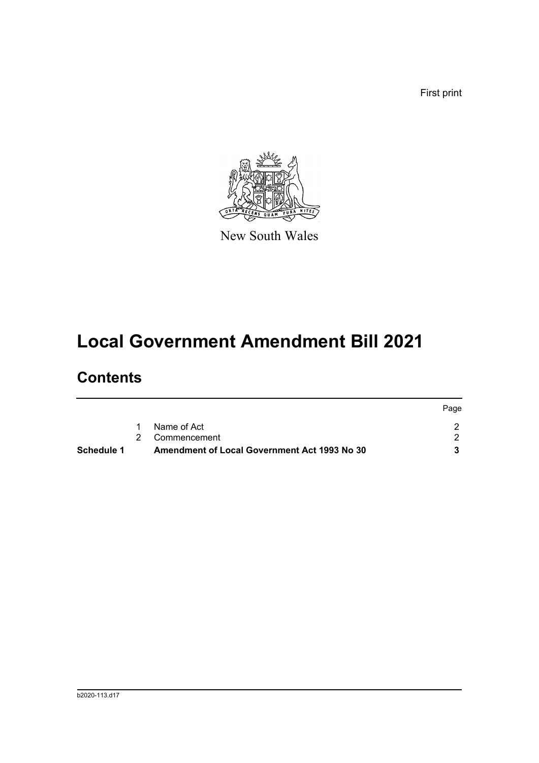First print

New South Wales

# Local Government Amendment Bill 2021

## Contents

| | | | Page |
|---|---|---|---|
| | 1 | Name of Act | 2 |
| | 2 | Commencement | 2 |
| **Schedule 1** | | **Amendment of Local Government Act 1993 No 30** | **3** |

b2020-113.d17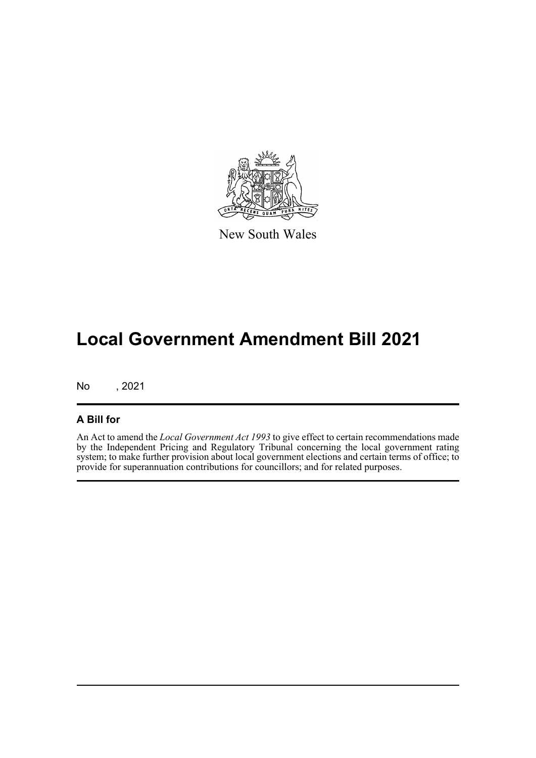New South Wales

# Local Government Amendment Bill 2021

No , 2021

## A Bill for

An Act to amend the *Local Government Act 1993* to give effect to certain recommendations made by the Independent Pricing and Regulatory Tribunal concerning the local government rating system; to make further provision about local government elections and certain terms of office; to provide for superannuation contributions for councillors; and for related purposes.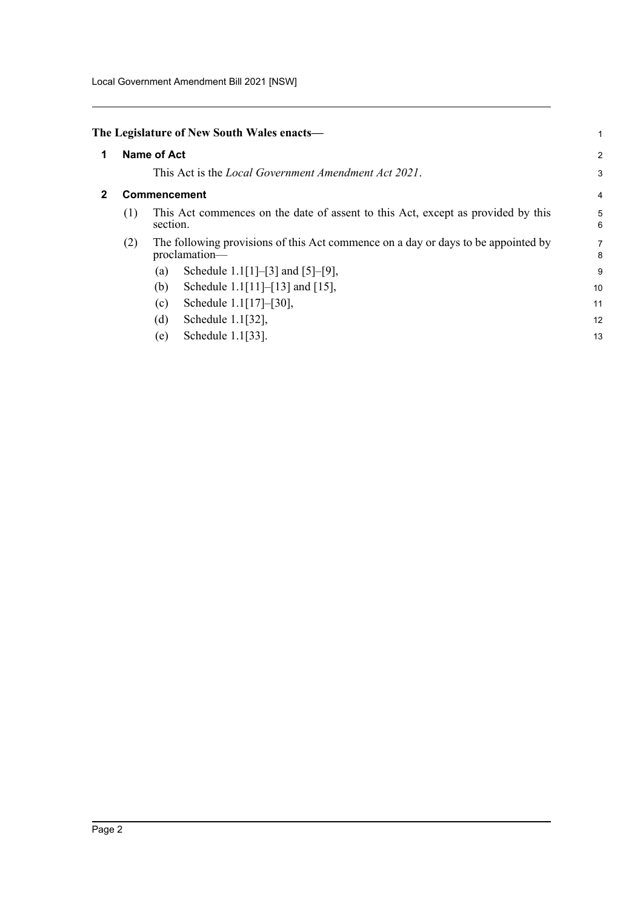**The Legislature of New South Wales enacts—**

## 1 Name of Act

This Act is the *Local Government Amendment Act 2021*.

## 2 Commencement

(1) This Act commences on the date of assent to this Act, except as provided by this section.

(2) The following provisions of this Act commence on a day or days to be appointed by proclamation—

(a) Schedule 1.1[1]–[3] and [5]–[9],

(b) Schedule 1.1[11]–[13] and [15],

(c) Schedule 1.1[17]–[30],

(d) Schedule 1.1[32],

(e) Schedule 1.1[33].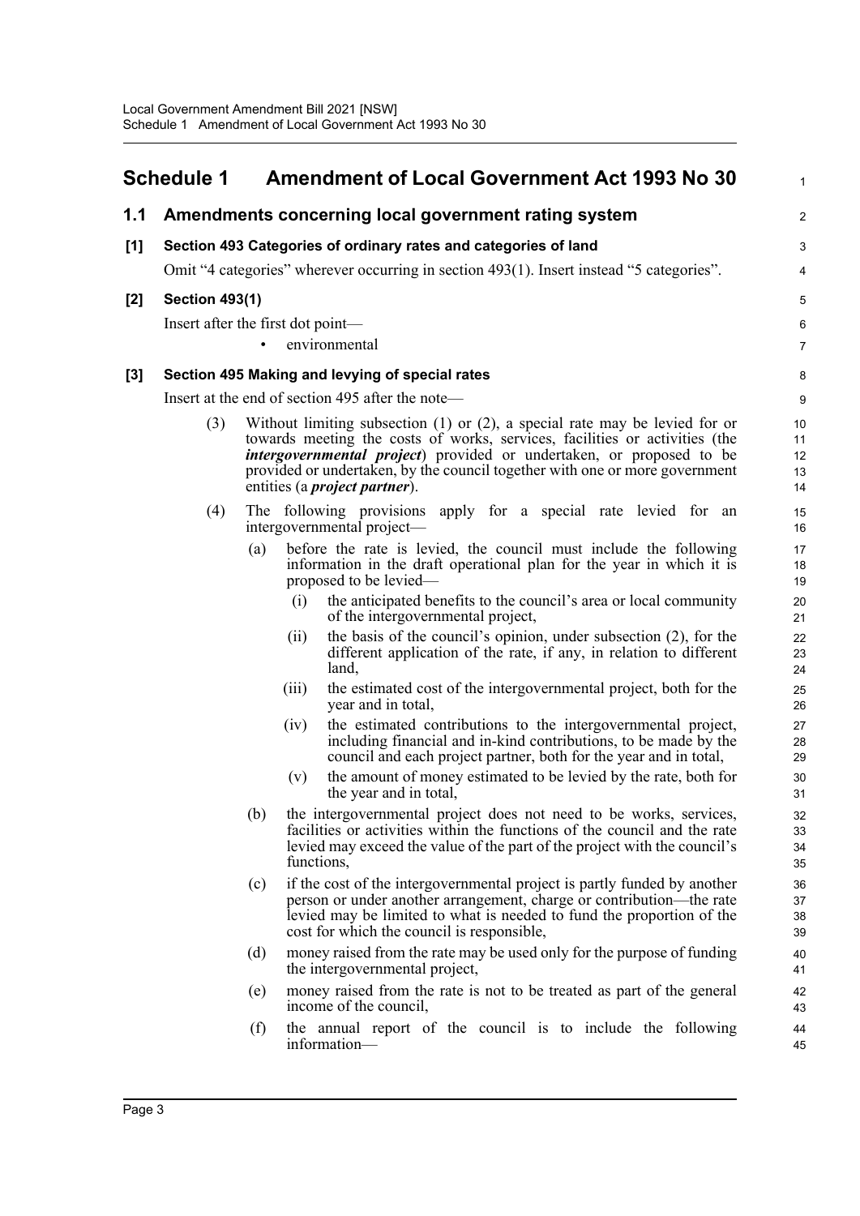## Schedule 1 Amendment of Local Government Act 1993 No 30

### 1.1 Amendments concerning local government rating system

**[1] Section 493 Categories of ordinary rates and categories of land**

Omit "4 categories" wherever occurring in section 493(1). Insert instead "5 categories".

**[2] Section 493(1)**

Insert after the first dot point—

- environmental

**[3] Section 495 Making and levying of special rates**

Insert at the end of section 495 after the note—

(3) Without limiting subsection (1) or (2), a special rate may be levied for or towards meeting the costs of works, services, facilities or activities (the ***intergovernmental project***) provided or undertaken, or proposed to be provided or undertaken, by the council together with one or more government entities (a ***project partner***).

(4) The following provisions apply for a special rate levied for an intergovernmental project—

(a) before the rate is levied, the council must include the following information in the draft operational plan for the year in which it is proposed to be levied—

(i) the anticipated benefits to the council's area or local community of the intergovernmental project,

(ii) the basis of the council's opinion, under subsection (2), for the different application of the rate, if any, in relation to different land,

(iii) the estimated cost of the intergovernmental project, both for the year and in total,

(iv) the estimated contributions to the intergovernmental project, including financial and in-kind contributions, to be made by the council and each project partner, both for the year and in total,

(v) the amount of money estimated to be levied by the rate, both for the year and in total,

(b) the intergovernmental project does not need to be works, services, facilities or activities within the functions of the council and the rate levied may exceed the value of the part of the project with the council's functions,

(c) if the cost of the intergovernmental project is partly funded by another person or under another arrangement, charge or contribution—the rate levied may be limited to what is needed to fund the proportion of the cost for which the council is responsible,

(d) money raised from the rate may be used only for the purpose of funding the intergovernmental project,

(e) money raised from the rate is not to be treated as part of the general income of the council,

(f) the annual report of the council is to include the following information—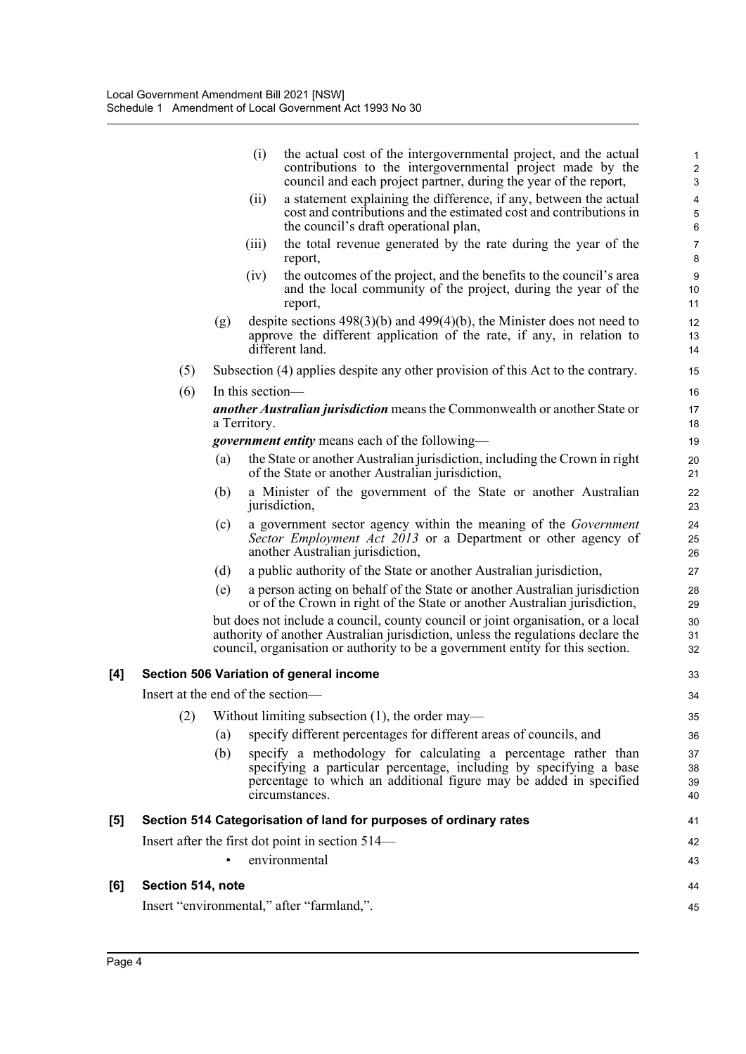(i) the actual cost of the intergovernmental project, and the actual contributions to the intergovernmental project made by the council and each project partner, during the year of the report,

(ii) a statement explaining the difference, if any, between the actual cost and contributions and the estimated cost and contributions in the council's draft operational plan,

(iii) the total revenue generated by the rate during the year of the report,

(iv) the outcomes of the project, and the benefits to the council's area and the local community of the project, during the year of the report,

(g) despite sections 498(3)(b) and 499(4)(b), the Minister does not need to approve the different application of the rate, if any, in relation to different land.

(5) Subsection (4) applies despite any other provision of this Act to the contrary.

(6) In this section—

***another Australian jurisdiction*** means the Commonwealth or another State or a Territory.

***government entity*** means each of the following—

(a) the State or another Australian jurisdiction, including the Crown in right of the State or another Australian jurisdiction,

(b) a Minister of the government of the State or another Australian jurisdiction,

(c) a government sector agency within the meaning of the *Government Sector Employment Act 2013* or a Department or other agency of another Australian jurisdiction,

(d) a public authority of the State or another Australian jurisdiction,

(e) a person acting on behalf of the State or another Australian jurisdiction or of the Crown in right of the State or another Australian jurisdiction,

but does not include a council, county council or joint organisation, or a local authority of another Australian jurisdiction, unless the regulations declare the council, organisation or authority to be a government entity for this section.

**[4] Section 506 Variation of general income**

Insert at the end of the section—

(2) Without limiting subsection (1), the order may—

(a) specify different percentages for different areas of councils, and

(b) specify a methodology for calculating a percentage rather than specifying a particular percentage, including by specifying a base percentage to which an additional figure may be added in specified circumstances.

**[5] Section 514 Categorisation of land for purposes of ordinary rates**

Insert after the first dot point in section 514—

- environmental

**[6] Section 514, note**

Insert "environmental," after "farmland,".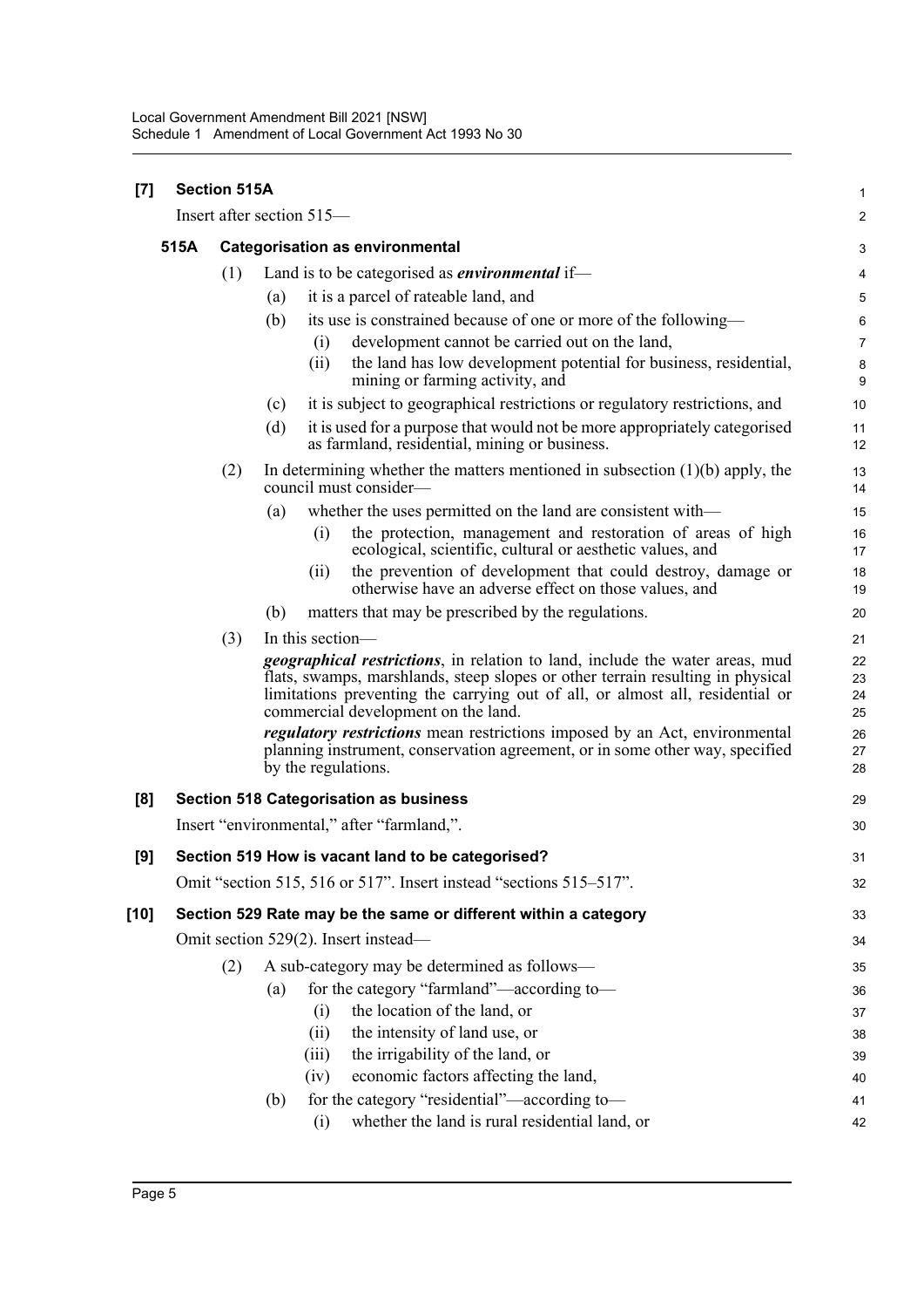**[7] Section 515A**

Insert after section 515—

**515A Categorisation as environmental**

(1) Land is to be categorised as ***environmental*** if—

(a) it is a parcel of rateable land, and

(b) its use is constrained because of one or more of the following—

(i) development cannot be carried out on the land,

(ii) the land has low development potential for business, residential, mining or farming activity, and

(c) it is subject to geographical restrictions or regulatory restrictions, and

(d) it is used for a purpose that would not be more appropriately categorised as farmland, residential, mining or business.

(2) In determining whether the matters mentioned in subsection (1)(b) apply, the council must consider—

(a) whether the uses permitted on the land are consistent with—

(i) the protection, management and restoration of areas of high ecological, scientific, cultural or aesthetic values, and

(ii) the prevention of development that could destroy, damage or otherwise have an adverse effect on those values, and

(b) matters that may be prescribed by the regulations.

(3) In this section—

***geographical restrictions***, in relation to land, include the water areas, mud flats, swamps, marshlands, steep slopes or other terrain resulting in physical limitations preventing the carrying out of all, or almost all, residential or commercial development on the land.

***regulatory restrictions*** mean restrictions imposed by an Act, environmental planning instrument, conservation agreement, or in some other way, specified by the regulations.

**[8] Section 518 Categorisation as business**

Insert "environmental," after "farmland,".

**[9] Section 519 How is vacant land to be categorised?**

Omit "section 515, 516 or 517". Insert instead "sections 515–517".

**[10] Section 529 Rate may be the same or different within a category**

Omit section 529(2). Insert instead—

(2) A sub-category may be determined as follows—

(a) for the category "farmland"—according to—

(i) the location of the land, or

(ii) the intensity of land use, or

(iii) the irrigability of the land, or

(iv) economic factors affecting the land,

(b) for the category "residential"—according to—

(i) whether the land is rural residential land, or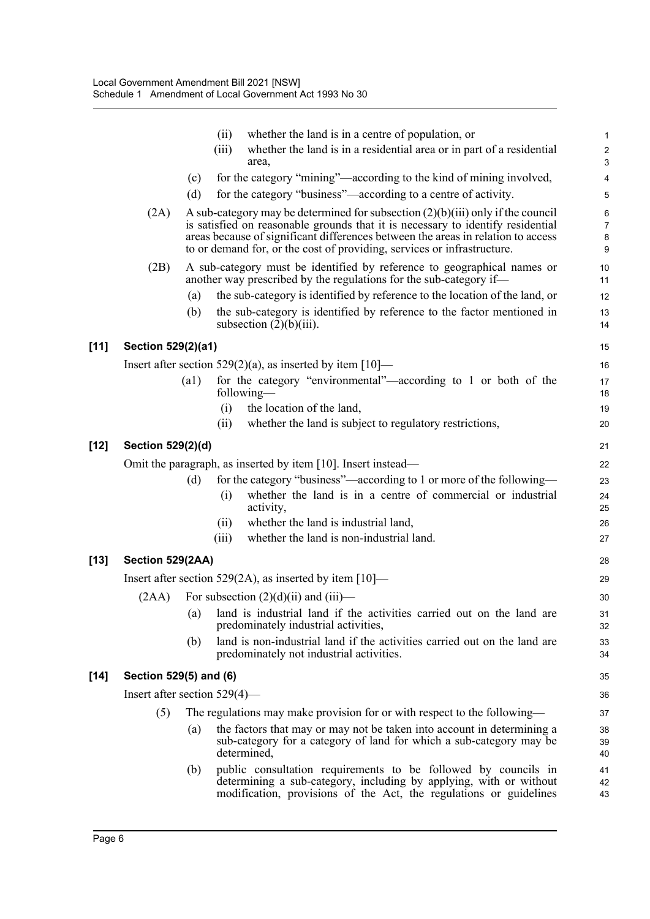(ii) whether the land is in a centre of population, or

(iii) whether the land is in a residential area or in part of a residential area,

(c) for the category "mining"—according to the kind of mining involved,

(d) for the category "business"—according to a centre of activity.

(2A) A sub-category may be determined for subsection (2)(b)(iii) only if the council is satisfied on reasonable grounds that it is necessary to identify residential areas because of significant differences between the areas in relation to access to or demand for, or the cost of providing, services or infrastructure.

(2B) A sub-category must be identified by reference to geographical names or another way prescribed by the regulations for the sub-category if—

(a) the sub-category is identified by reference to the location of the land, or

(b) the sub-category is identified by reference to the factor mentioned in subsection (2)(b)(iii).

### [11] Section 529(2)(a1)

Insert after section 529(2)(a), as inserted by item [10]—

(a1) for the category "environmental"—according to 1 or both of the following—

(i) the location of the land,

(ii) whether the land is subject to regulatory restrictions,

### [12] Section 529(2)(d)

Omit the paragraph, as inserted by item [10]. Insert instead—

(d) for the category "business"—according to 1 or more of the following—

(i) whether the land is in a centre of commercial or industrial activity,

(ii) whether the land is industrial land,

(iii) whether the land is non-industrial land.

### [13] Section 529(2AA)

Insert after section 529(2A), as inserted by item [10]—

(2AA) For subsection (2)(d)(ii) and (iii)—

(a) land is industrial land if the activities carried out on the land are predominately industrial activities,

(b) land is non-industrial land if the activities carried out on the land are predominately not industrial activities.

### [14] Section 529(5) and (6)

Insert after section 529(4)—

(5) The regulations may make provision for or with respect to the following—

(a) the factors that may or may not be taken into account in determining a sub-category for a category of land for which a sub-category may be determined,

(b) public consultation requirements to be followed by councils in determining a sub-category, including by applying, with or without modification, provisions of the Act, the regulations or guidelines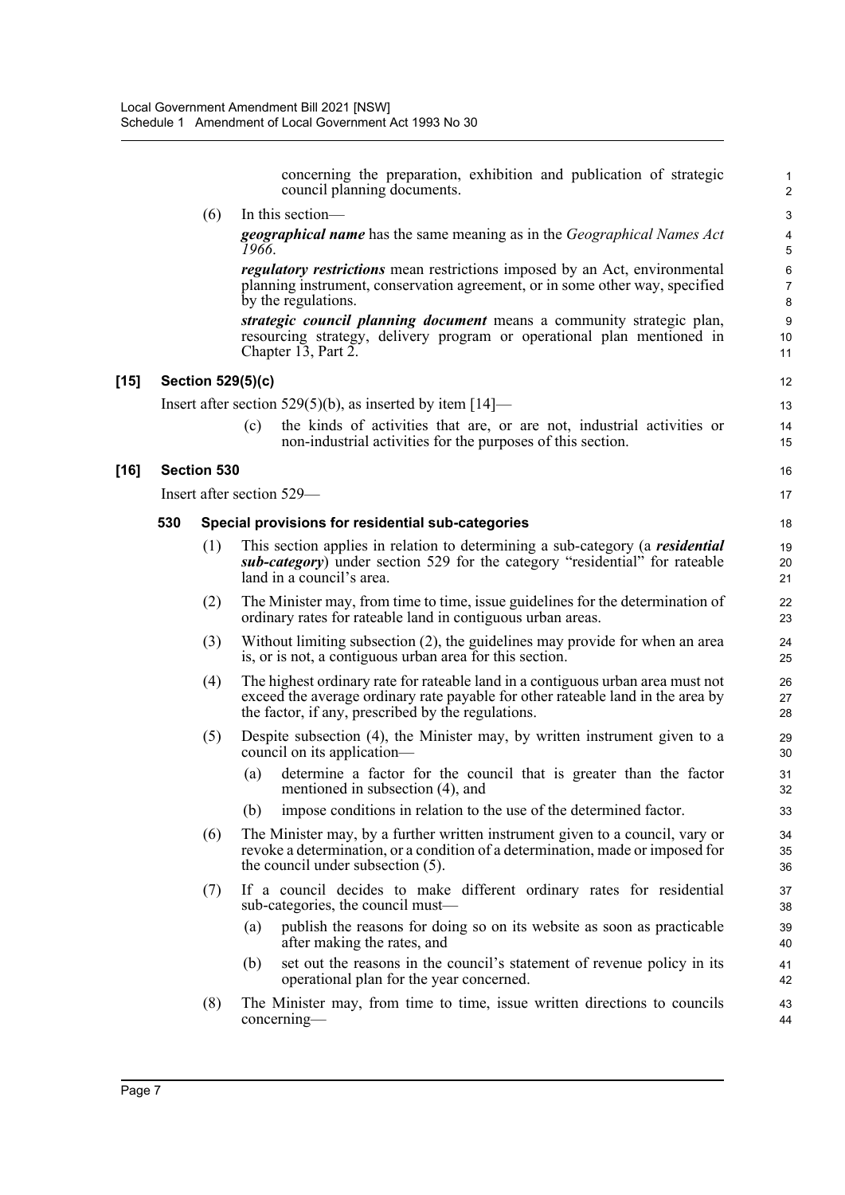concerning the preparation, exhibition and publication of strategic council planning documents.

(6) In this section—

***geographical name*** has the same meaning as in the *Geographical Names Act 1966*.

***regulatory restrictions*** mean restrictions imposed by an Act, environmental planning instrument, conservation agreement, or in some other way, specified by the regulations.

***strategic council planning document*** means a community strategic plan, resourcing strategy, delivery program or operational plan mentioned in Chapter 13, Part 2.

**[15] Section 529(5)(c)**

Insert after section 529(5)(b), as inserted by item [14]—

(c) the kinds of activities that are, or are not, industrial activities or non-industrial activities for the purposes of this section.

**[16] Section 530**

Insert after section 529—

**530 Special provisions for residential sub-categories**

(1) This section applies in relation to determining a sub-category (a ***residential sub-category***) under section 529 for the category "residential" for rateable land in a council's area.

(2) The Minister may, from time to time, issue guidelines for the determination of ordinary rates for rateable land in contiguous urban areas.

(3) Without limiting subsection (2), the guidelines may provide for when an area is, or is not, a contiguous urban area for this section.

(4) The highest ordinary rate for rateable land in a contiguous urban area must not exceed the average ordinary rate payable for other rateable land in the area by the factor, if any, prescribed by the regulations.

(5) Despite subsection (4), the Minister may, by written instrument given to a council on its application—

(a) determine a factor for the council that is greater than the factor mentioned in subsection (4), and

(b) impose conditions in relation to the use of the determined factor.

(6) The Minister may, by a further written instrument given to a council, vary or revoke a determination, or a condition of a determination, made or imposed for the council under subsection (5).

(7) If a council decides to make different ordinary rates for residential sub-categories, the council must—

(a) publish the reasons for doing so on its website as soon as practicable after making the rates, and

(b) set out the reasons in the council's statement of revenue policy in its operational plan for the year concerned.

(8) The Minister may, from time to time, issue written directions to councils concerning—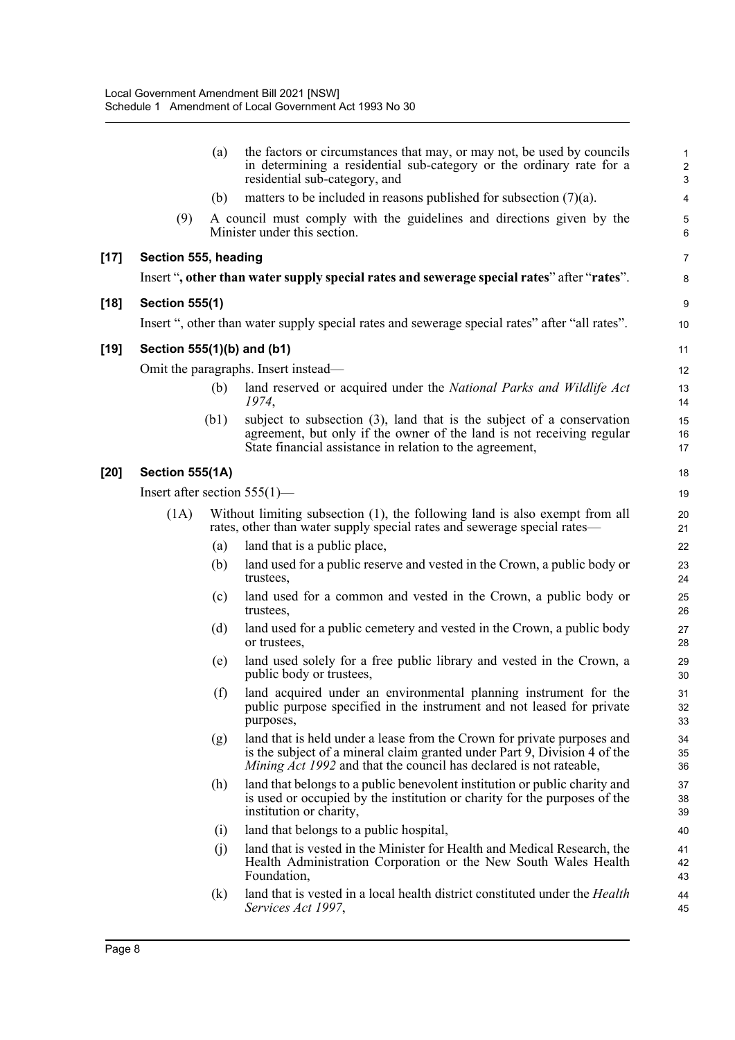(a) the factors or circumstances that may, or may not, be used by councils in determining a residential sub-category or the ordinary rate for a residential sub-category, and

(b) matters to be included in reasons published for subsection (7)(a).

(9) A council must comply with the guidelines and directions given by the Minister under this section.

**[17] Section 555, heading**

Insert "**, other than water supply special rates and sewerage special rates**" after "**rates**".

**[18] Section 555(1)**

Insert ", other than water supply special rates and sewerage special rates" after "all rates".

**[19] Section 555(1)(b) and (b1)**

Omit the paragraphs. Insert instead—

(b) land reserved or acquired under the *National Parks and Wildlife Act 1974*,

(b1) subject to subsection (3), land that is the subject of a conservation agreement, but only if the owner of the land is not receiving regular State financial assistance in relation to the agreement,

**[20] Section 555(1A)**

Insert after section 555(1)—

(1A) Without limiting subsection (1), the following land is also exempt from all rates, other than water supply special rates and sewerage special rates—

(a) land that is a public place,

(b) land used for a public reserve and vested in the Crown, a public body or trustees,

(c) land used for a common and vested in the Crown, a public body or trustees,

(d) land used for a public cemetery and vested in the Crown, a public body or trustees,

(e) land used solely for a free public library and vested in the Crown, a public body or trustees,

(f) land acquired under an environmental planning instrument for the public purpose specified in the instrument and not leased for private purposes,

(g) land that is held under a lease from the Crown for private purposes and is the subject of a mineral claim granted under Part 9, Division 4 of the *Mining Act 1992* and that the council has declared is not rateable,

(h) land that belongs to a public benevolent institution or public charity and is used or occupied by the institution or charity for the purposes of the institution or charity,

(i) land that belongs to a public hospital,

(j) land that is vested in the Minister for Health and Medical Research, the Health Administration Corporation or the New South Wales Health Foundation,

(k) land that is vested in a local health district constituted under the *Health Services Act 1997*,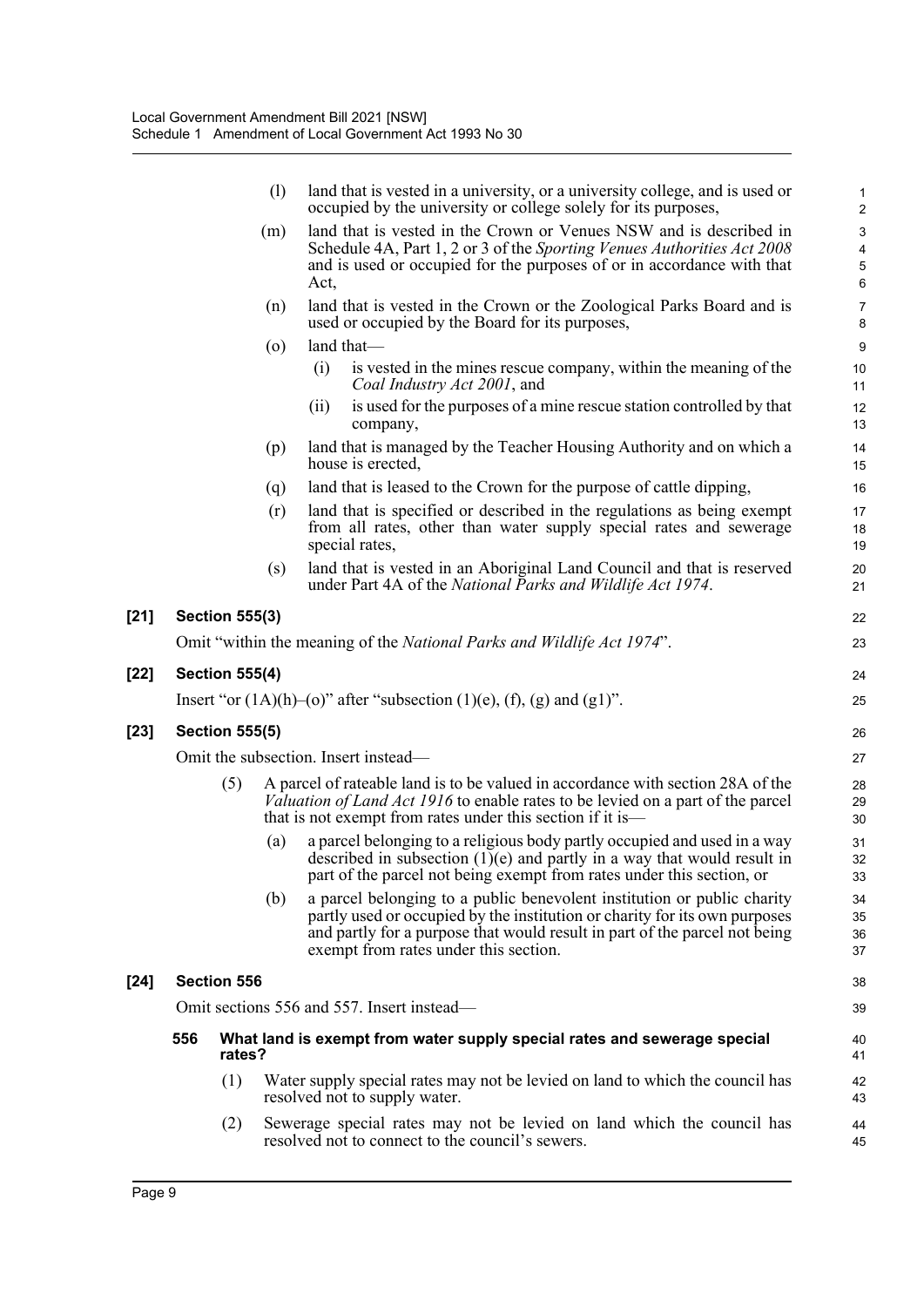(l) land that is vested in a university, or a university college, and is used or occupied by the university or college solely for its purposes,

(m) land that is vested in the Crown or Venues NSW and is described in Schedule 4A, Part 1, 2 or 3 of the *Sporting Venues Authorities Act 2008* and is used or occupied for the purposes of or in accordance with that Act,

(n) land that is vested in the Crown or the Zoological Parks Board and is used or occupied by the Board for its purposes,

(o) land that—

(i) is vested in the mines rescue company, within the meaning of the *Coal Industry Act 2001*, and

(ii) is used for the purposes of a mine rescue station controlled by that company,

(p) land that is managed by the Teacher Housing Authority and on which a house is erected,

(q) land that is leased to the Crown for the purpose of cattle dipping,

(r) land that is specified or described in the regulations as being exempt from all rates, other than water supply special rates and sewerage special rates,

(s) land that is vested in an Aboriginal Land Council and that is reserved under Part 4A of the *National Parks and Wildlife Act 1974*.

**[21] Section 555(3)**

Omit "within the meaning of the *National Parks and Wildlife Act 1974*".

**[22] Section 555(4)**

Insert "or (1A)(h)–(o)" after "subsection (1)(e), (f), (g) and (g1)".

**[23] Section 555(5)**

Omit the subsection. Insert instead—

(5) A parcel of rateable land is to be valued in accordance with section 28A of the *Valuation of Land Act 1916* to enable rates to be levied on a part of the parcel that is not exempt from rates under this section if it is—

(a) a parcel belonging to a religious body partly occupied and used in a way described in subsection (1)(e) and partly in a way that would result in part of the parcel not being exempt from rates under this section, or

(b) a parcel belonging to a public benevolent institution or public charity partly used or occupied by the institution or charity for its own purposes and partly for a purpose that would result in part of the parcel not being exempt from rates under this section.

**[24] Section 556**

Omit sections 556 and 557. Insert instead—

**556 What land is exempt from water supply special rates and sewerage special rates?**

(1) Water supply special rates may not be levied on land to which the council has resolved not to supply water.

(2) Sewerage special rates may not be levied on land which the council has resolved not to connect to the council's sewers.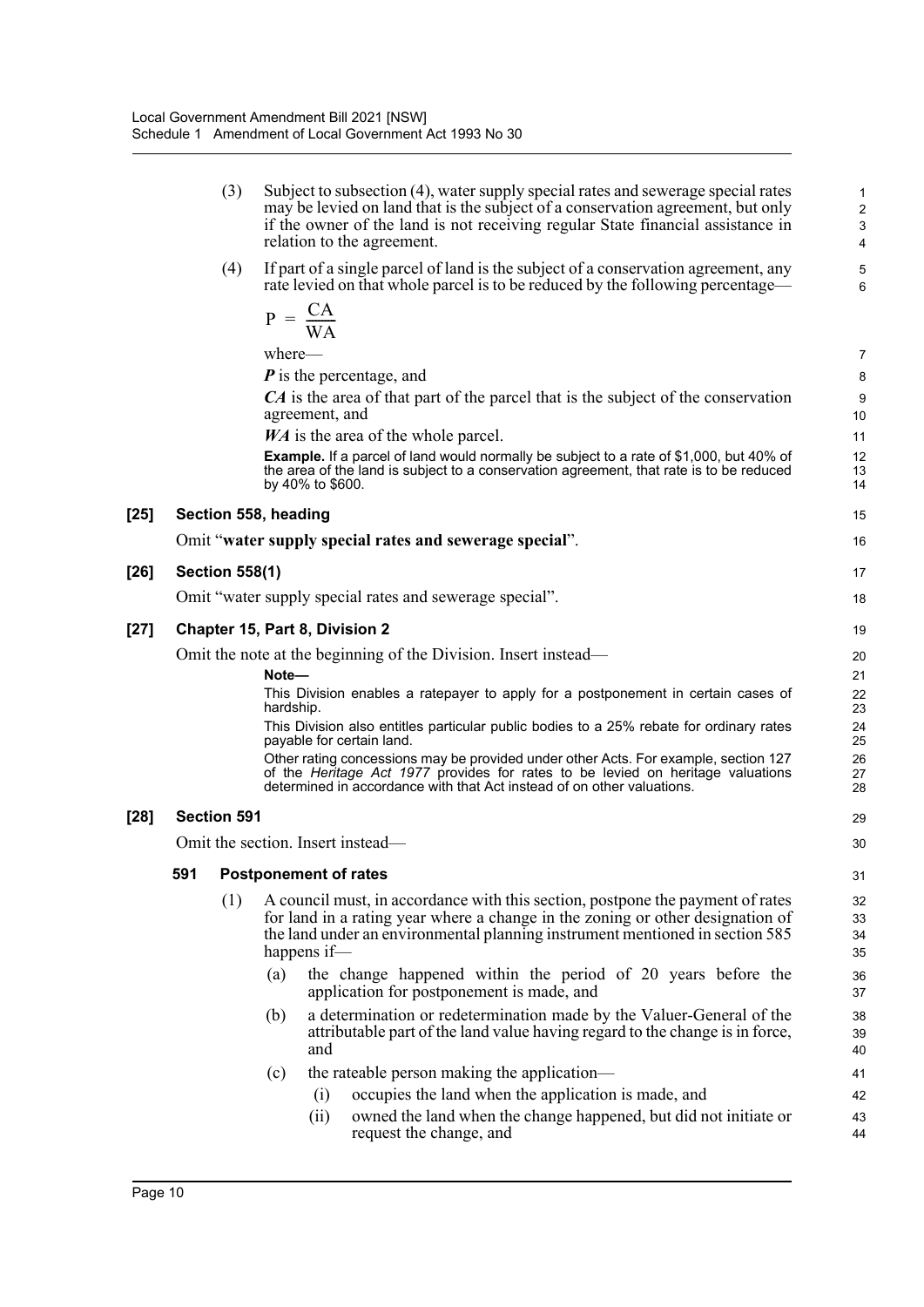(3) Subject to subsection (4), water supply special rates and sewerage special rates may be levied on land that is the subject of a conservation agreement, but only if the owner of the land is not receiving regular State financial assistance in relation to the agreement.

(4) If part of a single parcel of land is the subject of a conservation agreement, any rate levied on that whole parcel is to be reduced by the following percentage—

$$P = \frac{CA}{WA}$$

where—

***P*** is the percentage, and

***CA*** is the area of that part of the parcel that is the subject of the conservation agreement, and

***WA*** is the area of the whole parcel.

**Example.** If a parcel of land would normally be subject to a rate of $1,000, but 40% of the area of the land is subject to a conservation agreement, that rate is to be reduced by 40% to $600.

### [25] Section 558, heading

Omit "**water supply special rates and sewerage special**".

### [26] Section 558(1)

Omit "water supply special rates and sewerage special".

### [27] Chapter 15, Part 8, Division 2

Omit the note at the beginning of the Division. Insert instead—

**Note—**

This Division enables a ratepayer to apply for a postponement in certain cases of hardship.

This Division also entitles particular public bodies to a 25% rebate for ordinary rates payable for certain land.

Other rating concessions may be provided under other Acts. For example, section 127 of the *Heritage Act 1977* provides for rates to be levied on heritage valuations determined in accordance with that Act instead of on other valuations.

### [28] Section 591

Omit the section. Insert instead—

#### 591 Postponement of rates

(1) A council must, in accordance with this section, postpone the payment of rates for land in a rating year where a change in the zoning or other designation of the land under an environmental planning instrument mentioned in section 585 happens if—

(a) the change happened within the period of 20 years before the application for postponement is made, and

(b) a determination or redetermination made by the Valuer-General of the attributable part of the land value having regard to the change is in force, and

(c) the rateable person making the application—

(i) occupies the land when the application is made, and

(ii) owned the land when the change happened, but did not initiate or request the change, and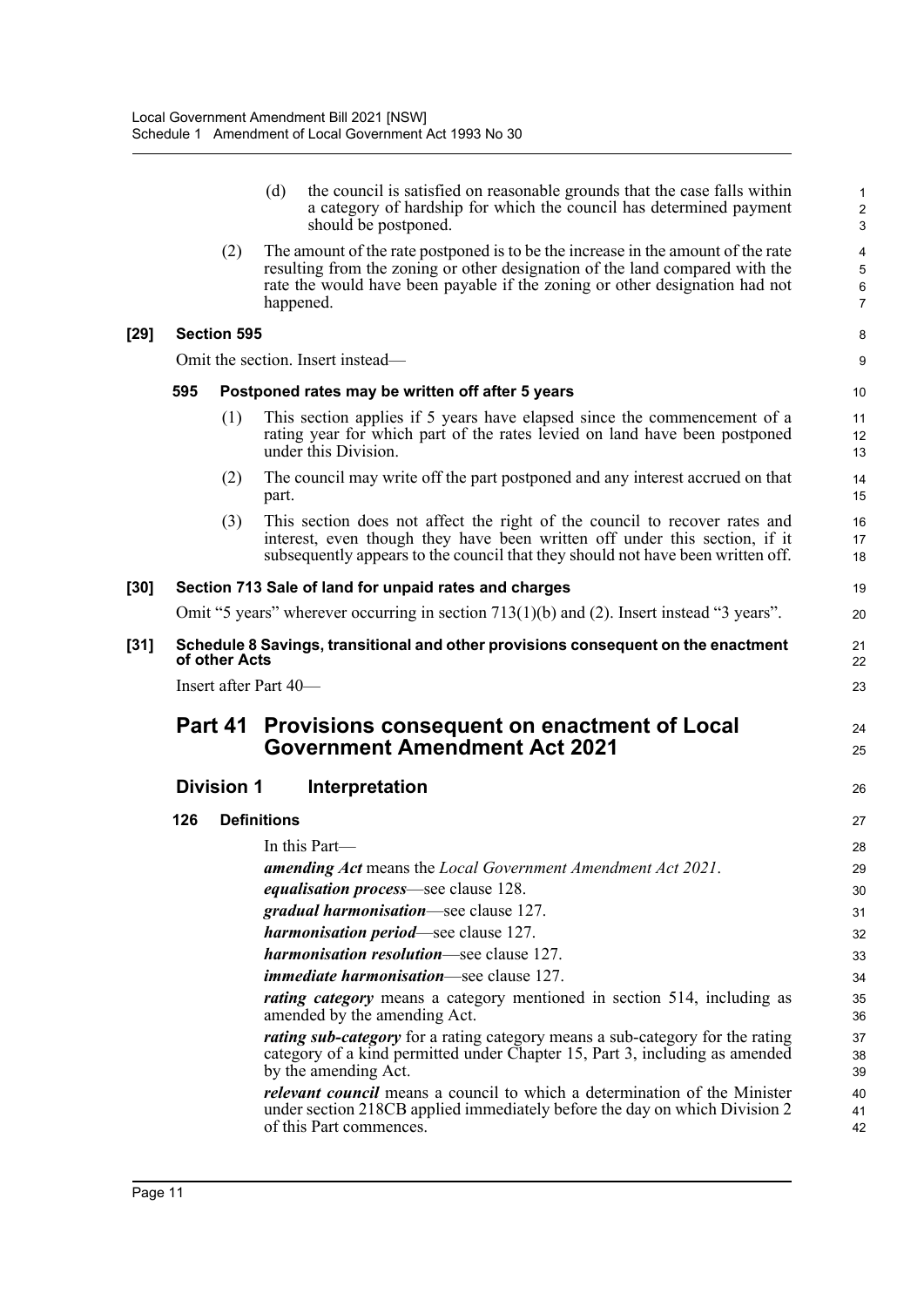(d) the council is satisfied on reasonable grounds that the case falls within a category of hardship for which the council has determined payment should be postponed.

(2) The amount of the rate postponed is to be the increase in the amount of the rate resulting from the zoning or other designation of the land compared with the rate the would have been payable if the zoning or other designation had not happened.

**[29] Section 595**

Omit the section. Insert instead—

**595 Postponed rates may be written off after 5 years**

(1) This section applies if 5 years have elapsed since the commencement of a rating year for which part of the rates levied on land have been postponed under this Division.

(2) The council may write off the part postponed and any interest accrued on that part.

(3) This section does not affect the right of the council to recover rates and interest, even though they have been written off under this section, if it subsequently appears to the council that they should not have been written off.

**[30] Section 713 Sale of land for unpaid rates and charges**

Omit "5 years" wherever occurring in section 713(1)(b) and (2). Insert instead "3 years".

**[31] Schedule 8 Savings, transitional and other provisions consequent on the enactment of other Acts**

Insert after Part 40—

## Part 41 Provisions consequent on enactment of Local Government Amendment Act 2021

### Division 1 Interpretation

**126 Definitions**

In this Part—

***amending Act*** means the *Local Government Amendment Act 2021*.

***equalisation process***—see clause 128.

***gradual harmonisation***—see clause 127.

***harmonisation period***—see clause 127.

***harmonisation resolution***—see clause 127.

***immediate harmonisation***—see clause 127.

***rating category*** means a category mentioned in section 514, including as amended by the amending Act.

***rating sub-category*** for a rating category means a sub-category for the rating category of a kind permitted under Chapter 15, Part 3, including as amended by the amending Act.

***relevant council*** means a council to which a determination of the Minister under section 218CB applied immediately before the day on which Division 2 of this Part commences.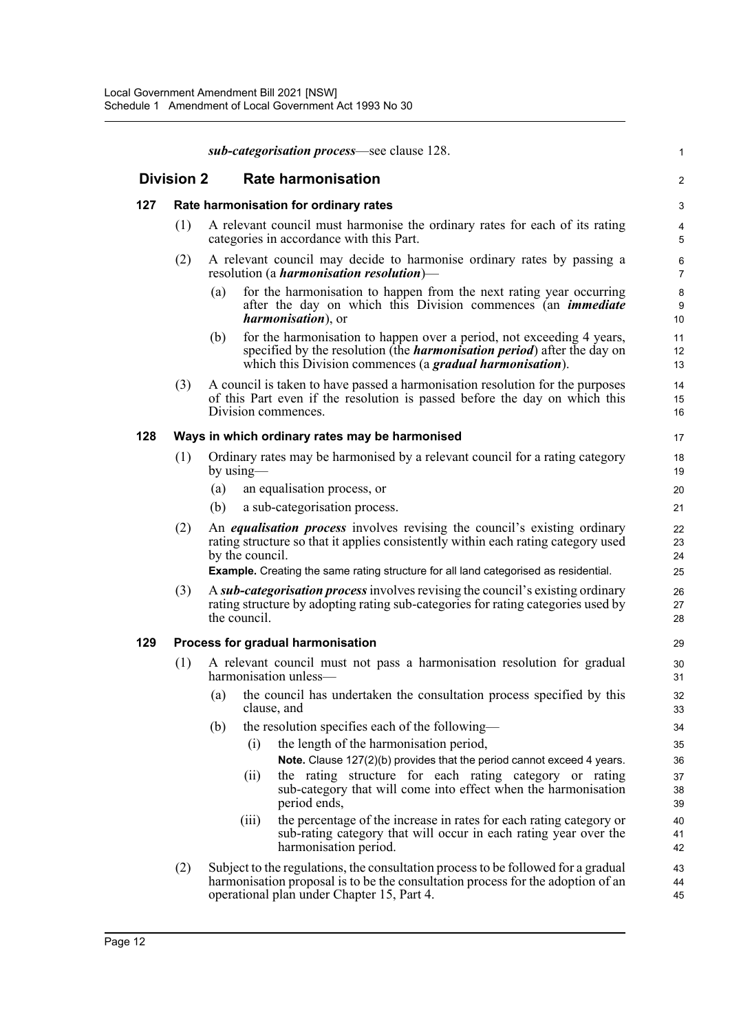***sub-categorisation process***—see clause 128.

## Division 2 Rate harmonisation

### 127 Rate harmonisation for ordinary rates

(1) A relevant council must harmonise the ordinary rates for each of its rating categories in accordance with this Part.

(2) A relevant council may decide to harmonise ordinary rates by passing a resolution (a ***harmonisation resolution***)—

(a) for the harmonisation to happen from the next rating year occurring after the day on which this Division commences (an ***immediate harmonisation***), or

(b) for the harmonisation to happen over a period, not exceeding 4 years, specified by the resolution (the ***harmonisation period***) after the day on which this Division commences (a ***gradual harmonisation***).

(3) A council is taken to have passed a harmonisation resolution for the purposes of this Part even if the resolution is passed before the day on which this Division commences.

### 128 Ways in which ordinary rates may be harmonised

(1) Ordinary rates may be harmonised by a relevant council for a rating category by using—

(a) an equalisation process, or

(b) a sub-categorisation process.

(2) An ***equalisation process*** involves revising the council's existing ordinary rating structure so that it applies consistently within each rating category used by the council.

**Example.** Creating the same rating structure for all land categorised as residential.

(3) A ***sub-categorisation process*** involves revising the council's existing ordinary rating structure by adopting rating sub-categories for rating categories used by the council.

### 129 Process for gradual harmonisation

(1) A relevant council must not pass a harmonisation resolution for gradual harmonisation unless—

(a) the council has undertaken the consultation process specified by this clause, and

(b) the resolution specifies each of the following—

(i) the length of the harmonisation period,

**Note.** Clause 127(2)(b) provides that the period cannot exceed 4 years.

(ii) the rating structure for each rating category or rating sub-category that will come into effect when the harmonisation period ends,

(iii) the percentage of the increase in rates for each rating category or sub-rating category that will occur in each rating year over the harmonisation period.

(2) Subject to the regulations, the consultation process to be followed for a gradual harmonisation proposal is to be the consultation process for the adoption of an operational plan under Chapter 15, Part 4.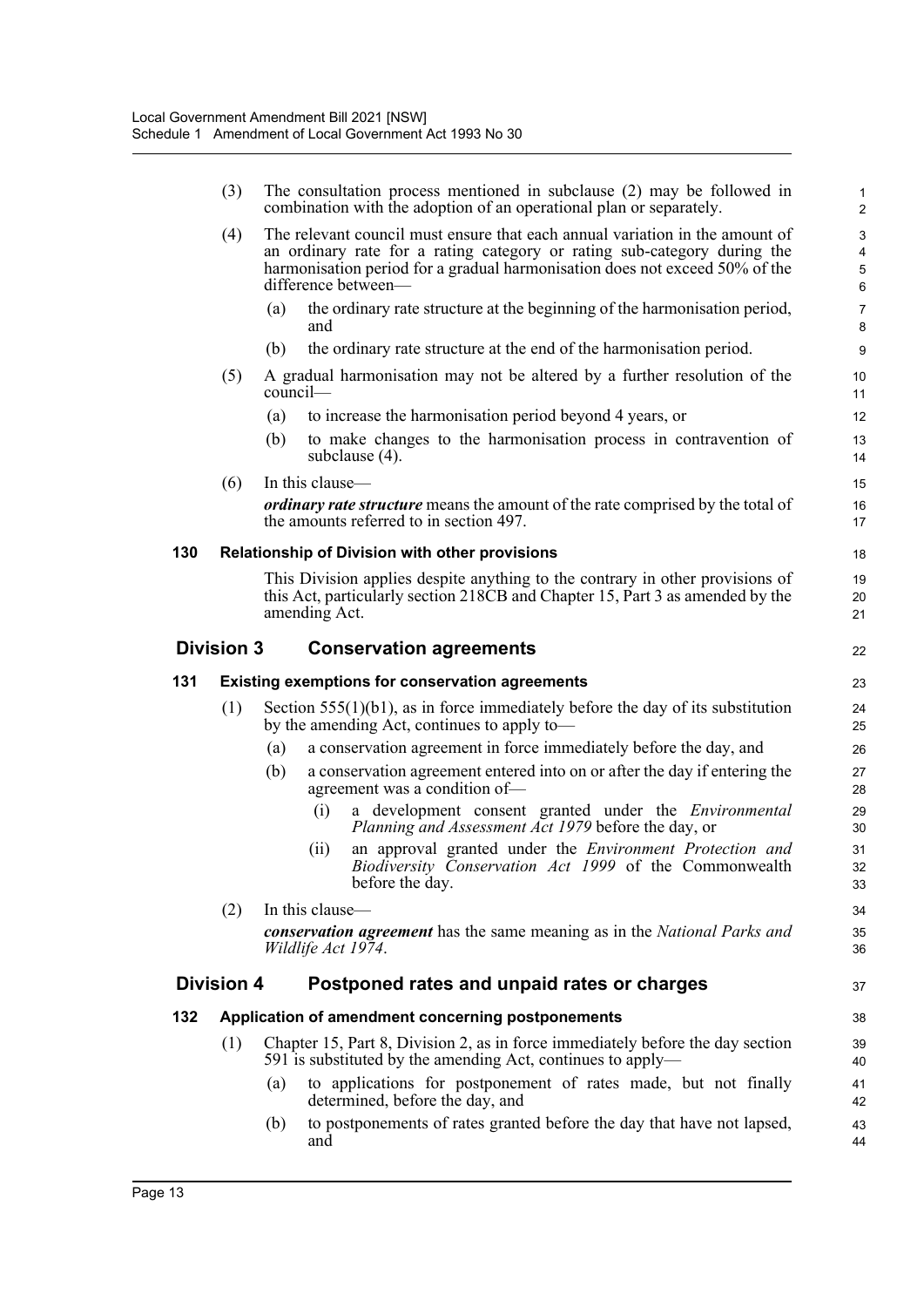(3) The consultation process mentioned in subclause (2) may be followed in combination with the adoption of an operational plan or separately.

(4) The relevant council must ensure that each annual variation in the amount of an ordinary rate for a rating category or rating sub-category during the harmonisation period for a gradual harmonisation does not exceed 50% of the difference between—

(a) the ordinary rate structure at the beginning of the harmonisation period, and

(b) the ordinary rate structure at the end of the harmonisation period.

(5) A gradual harmonisation may not be altered by a further resolution of the council—

(a) to increase the harmonisation period beyond 4 years, or

(b) to make changes to the harmonisation process in contravention of subclause (4).

(6) In this clause—

***ordinary rate structure*** means the amount of the rate comprised by the total of the amounts referred to in section 497.

#### 130 Relationship of Division with other provisions

This Division applies despite anything to the contrary in other provisions of this Act, particularly section 218CB and Chapter 15, Part 3 as amended by the amending Act.

### Division 3 Conservation agreements

#### 131 Existing exemptions for conservation agreements

(1) Section 555(1)(b1), as in force immediately before the day of its substitution by the amending Act, continues to apply to—

(a) a conservation agreement in force immediately before the day, and

(b) a conservation agreement entered into on or after the day if entering the agreement was a condition of—

(i) a development consent granted under the *Environmental Planning and Assessment Act 1979* before the day, or

(ii) an approval granted under the *Environment Protection and Biodiversity Conservation Act 1999* of the Commonwealth before the day.

(2) In this clause—

***conservation agreement*** has the same meaning as in the *National Parks and Wildlife Act 1974*.

### Division 4 Postponed rates and unpaid rates or charges

#### 132 Application of amendment concerning postponements

(1) Chapter 15, Part 8, Division 2, as in force immediately before the day section 591 is substituted by the amending Act, continues to apply—

(a) to applications for postponement of rates made, but not finally determined, before the day, and

(b) to postponements of rates granted before the day that have not lapsed, and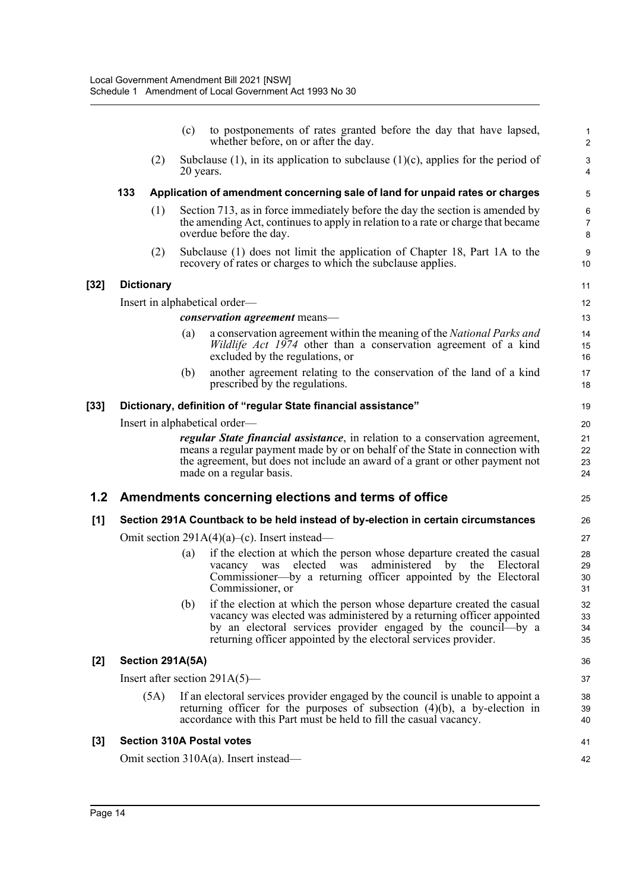(c) to postponements of rates granted before the day that have lapsed, whether before, on or after the day.

(2) Subclause (1), in its application to subclause (1)(c), applies for the period of 20 years.

**133 Application of amendment concerning sale of land for unpaid rates or charges**

(1) Section 713, as in force immediately before the day the section is amended by the amending Act, continues to apply in relation to a rate or charge that became overdue before the day.

(2) Subclause (1) does not limit the application of Chapter 18, Part 1A to the recovery of rates or charges to which the subclause applies.

**[32] Dictionary**

Insert in alphabetical order—

***conservation agreement*** means—

(a) a conservation agreement within the meaning of the *National Parks and Wildlife Act 1974* other than a conservation agreement of a kind excluded by the regulations, or

(b) another agreement relating to the conservation of the land of a kind prescribed by the regulations.

**[33] Dictionary, definition of "regular State financial assistance"**

Insert in alphabetical order—

***regular State financial assistance***, in relation to a conservation agreement, means a regular payment made by or on behalf of the State in connection with the agreement, but does not include an award of a grant or other payment not made on a regular basis.

## 1.2 Amendments concerning elections and terms of office

**[1] Section 291A Countback to be held instead of by-election in certain circumstances**

Omit section 291A(4)(a)–(c). Insert instead—

(a) if the election at which the person whose departure created the casual vacancy was elected was administered by the Electoral Commissioner—by a returning officer appointed by the Electoral Commissioner, or

(b) if the election at which the person whose departure created the casual vacancy was elected was administered by a returning officer appointed by an electoral services provider engaged by the council—by a returning officer appointed by the electoral services provider.

**[2] Section 291A(5A)**

Insert after section 291A(5)—

(5A) If an electoral services provider engaged by the council is unable to appoint a returning officer for the purposes of subsection (4)(b), a by-election in accordance with this Part must be held to fill the casual vacancy.

**[3] Section 310A Postal votes**

Omit section 310A(a). Insert instead—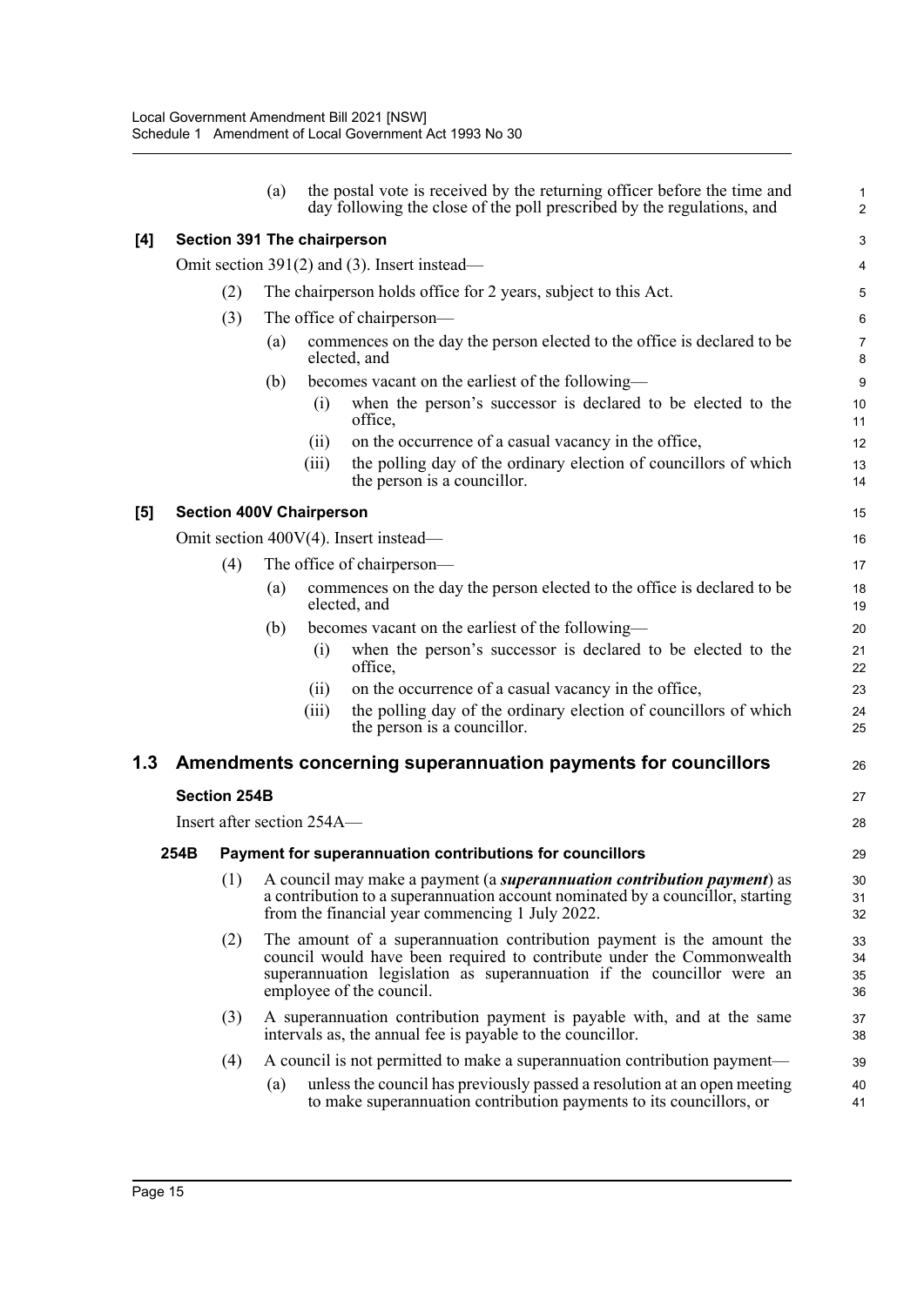(a) the postal vote is received by the returning officer before the time and day following the close of the poll prescribed by the regulations, and

**[4] Section 391 The chairperson**

Omit section 391(2) and (3). Insert instead—

(2) The chairperson holds office for 2 years, subject to this Act.

(3) The office of chairperson—

(a) commences on the day the person elected to the office is declared to be elected, and

(b) becomes vacant on the earliest of the following—

(i) when the person's successor is declared to be elected to the office,

(ii) on the occurrence of a casual vacancy in the office,

(iii) the polling day of the ordinary election of councillors of which the person is a councillor.

**[5] Section 400V Chairperson**

Omit section 400V(4). Insert instead—

(4) The office of chairperson—

(a) commences on the day the person elected to the office is declared to be elected, and

(b) becomes vacant on the earliest of the following—

(i) when the person's successor is declared to be elected to the office,

(ii) on the occurrence of a casual vacancy in the office,

(iii) the polling day of the ordinary election of councillors of which the person is a councillor.

## 1.3 Amendments concerning superannuation payments for councillors

**Section 254B**

Insert after section 254A—

**254B Payment for superannuation contributions for councillors**

(1) A council may make a payment (a ***superannuation contribution payment***) as a contribution to a superannuation account nominated by a councillor, starting from the financial year commencing 1 July 2022.

(2) The amount of a superannuation contribution payment is the amount the council would have been required to contribute under the Commonwealth superannuation legislation as superannuation if the councillor were an employee of the council.

(3) A superannuation contribution payment is payable with, and at the same intervals as, the annual fee is payable to the councillor.

(4) A council is not permitted to make a superannuation contribution payment—

(a) unless the council has previously passed a resolution at an open meeting to make superannuation contribution payments to its councillors, or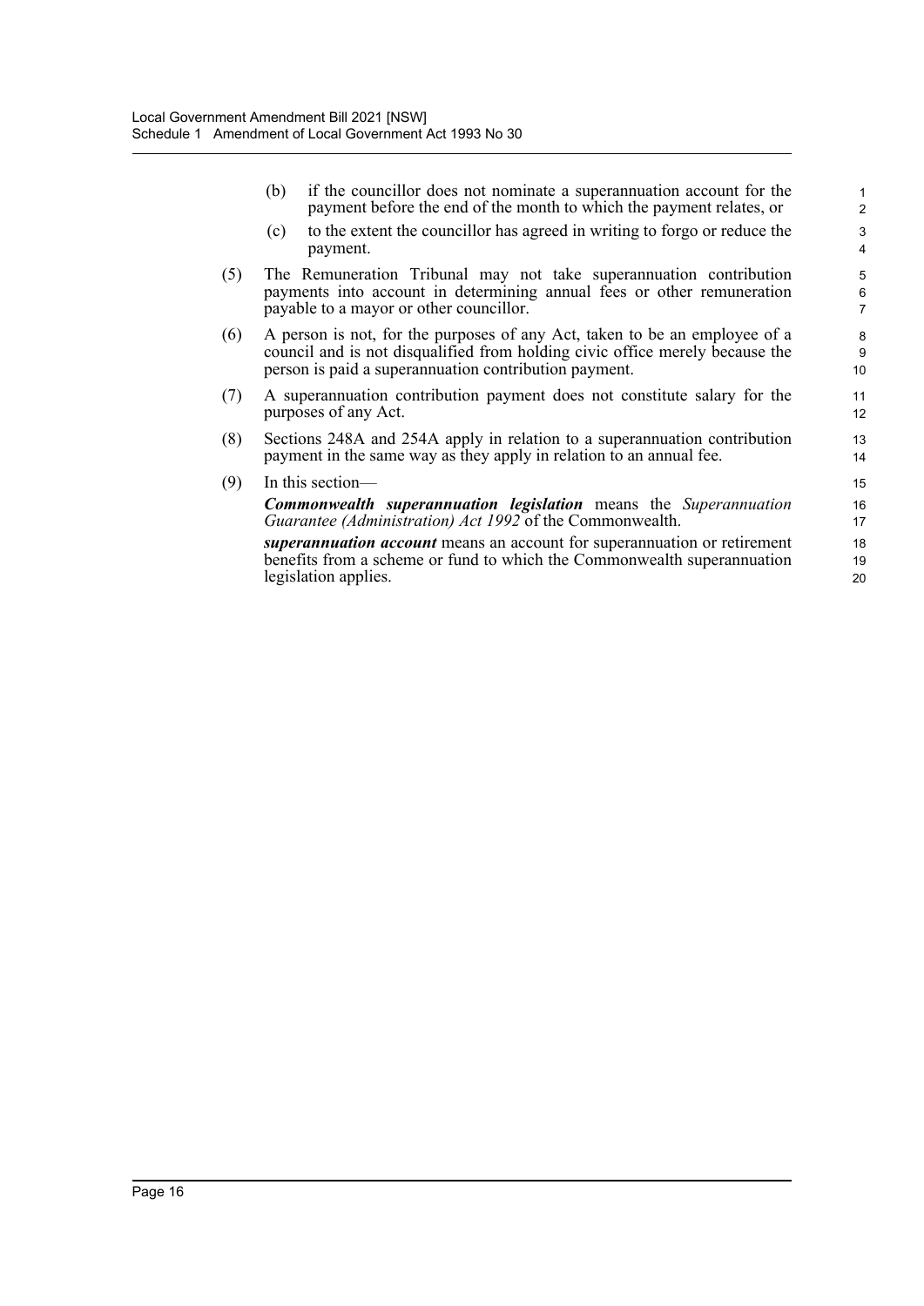(b) if the councillor does not nominate a superannuation account for the payment before the end of the month to which the payment relates, or

(c) to the extent the councillor has agreed in writing to forgo or reduce the payment.

(5) The Remuneration Tribunal may not take superannuation contribution payments into account in determining annual fees or other remuneration payable to a mayor or other councillor.

(6) A person is not, for the purposes of any Act, taken to be an employee of a council and is not disqualified from holding civic office merely because the person is paid a superannuation contribution payment.

(7) A superannuation contribution payment does not constitute salary for the purposes of any Act.

(8) Sections 248A and 254A apply in relation to a superannuation contribution payment in the same way as they apply in relation to an annual fee.

(9) In this section—

***Commonwealth superannuation legislation*** means the *Superannuation Guarantee (Administration) Act 1992* of the Commonwealth.

***superannuation account*** means an account for superannuation or retirement benefits from a scheme or fund to which the Commonwealth superannuation legislation applies.